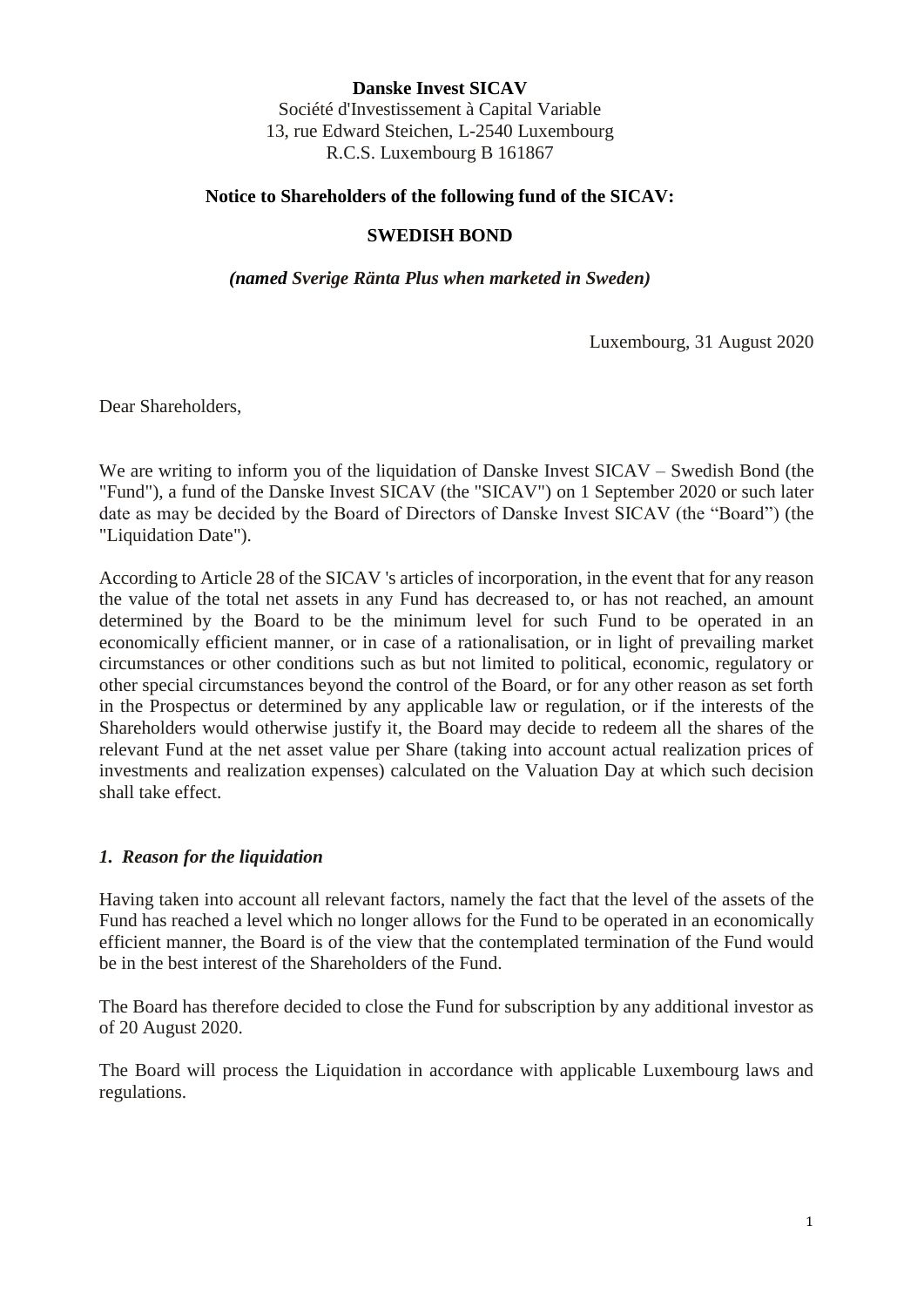**Danske Invest SICAV**

Société d'Investissement à Capital Variable
13, rue Edward Steichen, L-2540 Luxembourg
R.C.S. Luxembourg B 161867

**Notice to Shareholders of the following fund of the SICAV:**

**SWEDISH BOND**

***(named Sverige Ränta Plus when marketed in Sweden)***

Luxembourg, 31 August 2020

Dear Shareholders,

We are writing to inform you of the liquidation of Danske Invest SICAV – Swedish Bond (the "Fund"), a fund of the Danske Invest SICAV (the "SICAV") on 1 September 2020 or such later date as may be decided by the Board of Directors of Danske Invest SICAV (the "Board") (the "Liquidation Date").

According to Article 28 of the SICAV 's articles of incorporation, in the event that for any reason the value of the total net assets in any Fund has decreased to, or has not reached, an amount determined by the Board to be the minimum level for such Fund to be operated in an economically efficient manner, or in case of a rationalisation, or in light of prevailing market circumstances or other conditions such as but not limited to political, economic, regulatory or other special circumstances beyond the control of the Board, or for any other reason as set forth in the Prospectus or determined by any applicable law or regulation, or if the interests of the Shareholders would otherwise justify it, the Board may decide to redeem all the shares of the relevant Fund at the net asset value per Share (taking into account actual realization prices of investments and realization expenses) calculated on the Valuation Day at which such decision shall take effect.

### *1. Reason for the liquidation*

Having taken into account all relevant factors, namely the fact that the level of the assets of the Fund has reached a level which no longer allows for the Fund to be operated in an economically efficient manner, the Board is of the view that the contemplated termination of the Fund would be in the best interest of the Shareholders of the Fund.

The Board has therefore decided to close the Fund for subscription by any additional investor as of 20 August 2020.

The Board will process the Liquidation in accordance with applicable Luxembourg laws and regulations.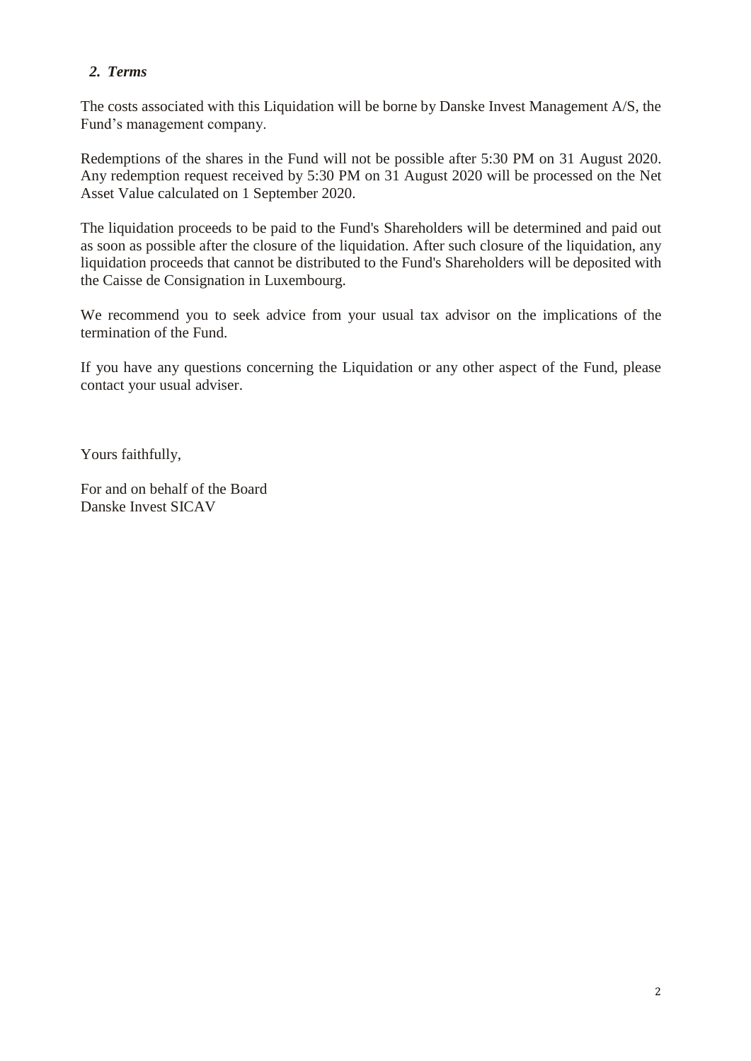## *2. Terms*

The costs associated with this Liquidation will be borne by Danske Invest Management A/S, the Fund's management company.

Redemptions of the shares in the Fund will not be possible after 5:30 PM on 31 August 2020. Any redemption request received by 5:30 PM on 31 August 2020 will be processed on the Net Asset Value calculated on 1 September 2020.

The liquidation proceeds to be paid to the Fund's Shareholders will be determined and paid out as soon as possible after the closure of the liquidation. After such closure of the liquidation, any liquidation proceeds that cannot be distributed to the Fund's Shareholders will be deposited with the Caisse de Consignation in Luxembourg.

We recommend you to seek advice from your usual tax advisor on the implications of the termination of the Fund.

If you have any questions concerning the Liquidation or any other aspect of the Fund, please contact your usual adviser.

Yours faithfully,

For and on behalf of the Board
Danske Invest SICAV